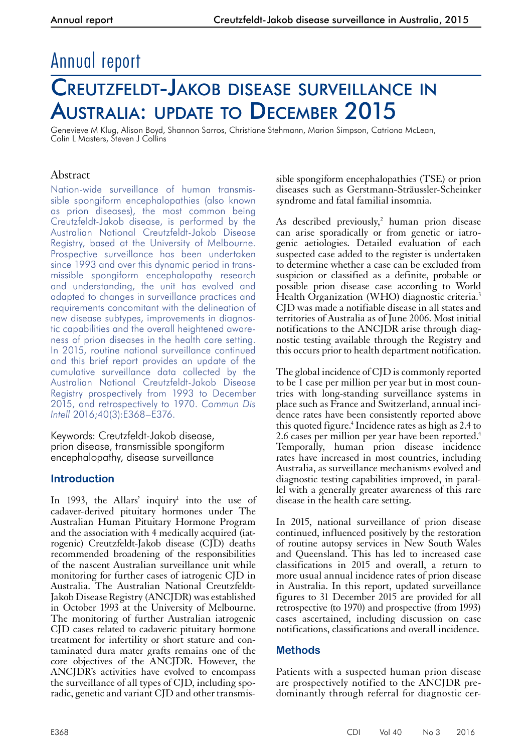# Annual report

# Creutzfeldt-Jakob disease surveillance in Australia: update to December 2015

Genevieve M Klug, Alison Boyd, Shannon Sarros, Christiane Stehmann, Marion Simpson, Catriona McLean, Colin L Masters, Steven J Collins

## Abstract

Nation-wide surveillance of human transmissible spongiform encephalopathies (also known as prion diseases), the most common being Creutzfeldt-Jakob disease, is performed by the Australian National Creutzfeldt-Jakob Disease Registry, based at the University of Melbourne. Prospective surveillance has been undertaken since 1993 and over this dynamic period in transmissible spongiform encephalopathy research and understanding, the unit has evolved and adapted to changes in surveillance practices and requirements concomitant with the delineation of new disease subtypes, improvements in diagnostic capabilities and the overall heightened awareness of prion diseases in the health care setting. In 2015, routine national surveillance continued and this brief report provides an update of the cumulative surveillance data collected by the Australian National Creutzfeldt-Jakob Disease Registry prospectively from 1993 to December 2015, and retrospectively to 1970. *Commun Dis Intell* 2016;40(3):E368–E376.

Keywords: Creutzfeldt-Jakob disease, prion disease, transmissible spongiform encephalopathy, disease surveillance

## Introduction

In 1993, the Allars' inquiry[1] into the use of cadaver-derived pituitary hormones under The Australian Human Pituitary Hormone Program and the association with 4 medically acquired (iatrogenic) Creutzfeldt-Jakob disease (CJD) deaths recommended broadening of the responsibilities of the nascent Australian surveillance unit while monitoring for further cases of iatrogenic CJD in Australia. The Australian National Creutzfeldt-Jakob Disease Registry (ANCJDR) was established in October 1993 at the University of Melbourne. The monitoring of further Australian iatrogenic CJD cases related to cadaveric pituitary hormone treatment for infertility or short stature and contaminated dura mater grafts remains one of the core objectives of the ANCJDR. However, the ANCJDR's activities have evolved to encompass the surveillance of all types of CJD, including sporadic, genetic and variant CJD and other transmissible spongiform encephalopathies (TSE) or prion diseases such as Gerstmann-Sträussler-Scheinker syndrome and fatal familial insomnia.

As described previously,[2] human prion disease can arise sporadically or from genetic or iatrogenic aetiologies. Detailed evaluation of each suspected case added to the register is undertaken to determine whether a case can be excluded from suspicion or classified as a definite, probable or possible prion disease case according to World Health Organization (WHO) diagnostic criteria.[3] CJD was made a notifiable disease in all states and territories of Australia as of June 2006. Most initial notifications to the ANCJDR arise through diagnostic testing available through the Registry and this occurs prior to health department notification.

The global incidence of CJD is commonly reported to be 1 case per million per year but in most countries with long-standing surveillance systems in place such as France and Switzerland, annual incidence rates have been consistently reported above this quoted figure.[4] Incidence rates as high as 2.4 to 2.6 cases per million per year have been reported.[4] Temporally, human prion disease incidence rates have increased in most countries, including Australia, as surveillance mechanisms evolved and diagnostic testing capabilities improved, in parallel with a generally greater awareness of this rare disease in the health care setting.

In 2015, national surveillance of prion disease continued, influenced positively by the restoration of routine autopsy services in New South Wales and Queensland. This has led to increased case classifications in 2015 and overall, a return to more usual annual incidence rates of prion disease in Australia. In this report, updated surveillance figures to 31 December 2015 are provided for all retrospective (to 1970) and prospective (from 1993) cases ascertained, including discussion on case notifications, classifications and overall incidence.

## Methods

Patients with a suspected human prion disease are prospectively notified to the ANCJDR predominantly through referral for diagnostic cer-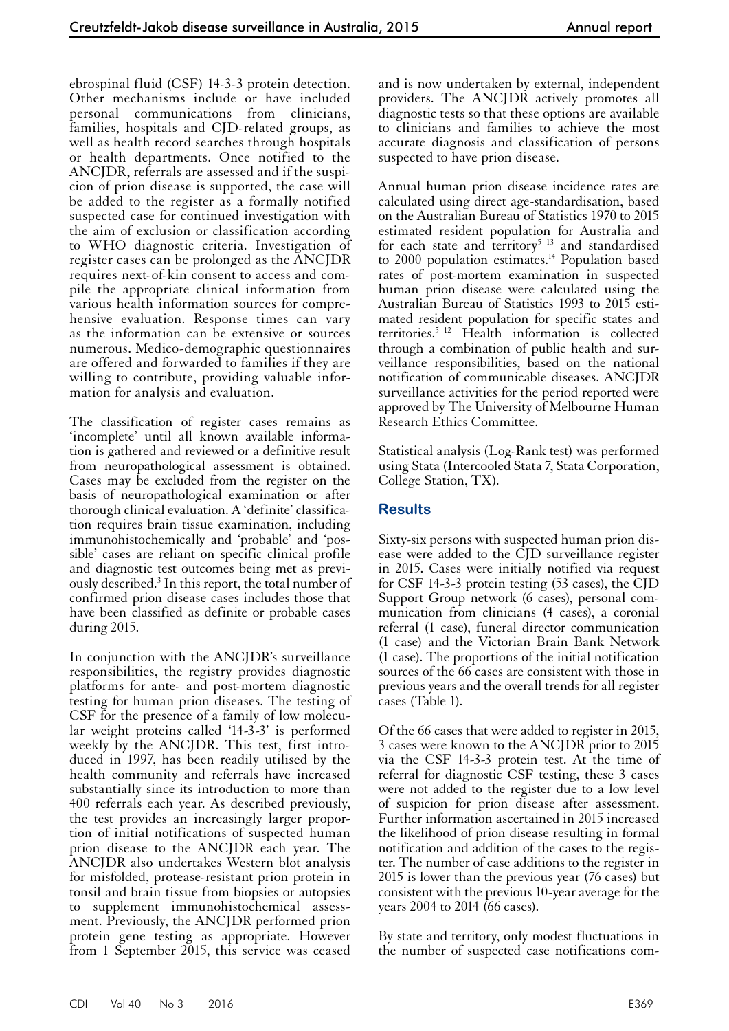ebrospinal fluid (CSF) 14-3-3 protein detection. Other mechanisms include or have included personal communications from clinicians, families, hospitals and CJD-related groups, as well as health record searches through hospitals or health departments. Once notified to the ANCJDR, referrals are assessed and if the suspicion of prion disease is supported, the case will be added to the register as a formally notified suspected case for continued investigation with the aim of exclusion or classification according to WHO diagnostic criteria. Investigation of register cases can be prolonged as the ANCJDR requires next-of-kin consent to access and compile the appropriate clinical information from various health information sources for comprehensive evaluation. Response times can vary as the information can be extensive or sources numerous. Medico-demographic questionnaires are offered and forwarded to families if they are willing to contribute, providing valuable information for analysis and evaluation.

The classification of register cases remains as 'incomplete' until all known available information is gathered and reviewed or a definitive result from neuropathological assessment is obtained. Cases may be excluded from the register on the basis of neuropathological examination or after thorough clinical evaluation. A 'definite' classification requires brain tissue examination, including immunohistochemically and 'probable' and 'possible' cases are reliant on specific clinical profile and diagnostic test outcomes being met as previously described.[3] In this report, the total number of confirmed prion disease cases includes those that have been classified as definite or probable cases during 2015.

In conjunction with the ANCJDR's surveillance responsibilities, the registry provides diagnostic platforms for ante- and post-mortem diagnostic testing for human prion diseases. The testing of CSF for the presence of a family of low molecular weight proteins called '14-3-3' is performed weekly by the ANCJDR. This test, first introduced in 1997, has been readily utilised by the health community and referrals have increased substantially since its introduction to more than 400 referrals each year. As described previously, the test provides an increasingly larger proportion of initial notifications of suspected human prion disease to the ANCJDR each year. The ANCJDR also undertakes Western blot analysis for misfolded, protease-resistant prion protein in tonsil and brain tissue from biopsies or autopsies to supplement immunohistochemical assessment. Previously, the ANCJDR performed prion protein gene testing as appropriate. However from 1 September 2015, this service was ceased and is now undertaken by external, independent providers. The ANCJDR actively promotes all diagnostic tests so that these options are available to clinicians and families to achieve the most accurate diagnosis and classification of persons suspected to have prion disease.

Annual human prion disease incidence rates are calculated using direct age-standardisation, based on the Australian Bureau of Statistics 1970 to 2015 estimated resident population for Australia and for each state and territory[5–13] and standardised to 2000 population estimates.[14] Population based rates of post-mortem examination in suspected human prion disease were calculated using the Australian Bureau of Statistics 1993 to 2015 estimated resident population for specific states and territories.[5–12] Health information is collected through a combination of public health and surveillance responsibilities, based on the national notification of communicable diseases. ANCJDR surveillance activities for the period reported were approved by The University of Melbourne Human Research Ethics Committee.

Statistical analysis (Log-Rank test) was performed using Stata (Intercooled Stata 7, Stata Corporation, College Station, TX).

## Results

Sixty-six persons with suspected human prion disease were added to the CJD surveillance register in 2015. Cases were initially notified via request for CSF 14-3-3 protein testing (53 cases), the CJD Support Group network (6 cases), personal communication from clinicians (4 cases), a coronial referral (1 case), funeral director communication (1 case) and the Victorian Brain Bank Network (1 case). The proportions of the initial notification sources of the 66 cases are consistent with those in previous years and the overall trends for all register cases (Table 1).

Of the 66 cases that were added to register in 2015, 3 cases were known to the ANCJDR prior to 2015 via the CSF 14-3-3 protein test. At the time of referral for diagnostic CSF testing, these 3 cases were not added to the register due to a low level of suspicion for prion disease after assessment. Further information ascertained in 2015 increased the likelihood of prion disease resulting in formal notification and addition of the cases to the register. The number of case additions to the register in 2015 is lower than the previous year (76 cases) but consistent with the previous 10-year average for the years 2004 to 2014 (66 cases).

By state and territory, only modest fluctuations in the number of suspected case notifications com-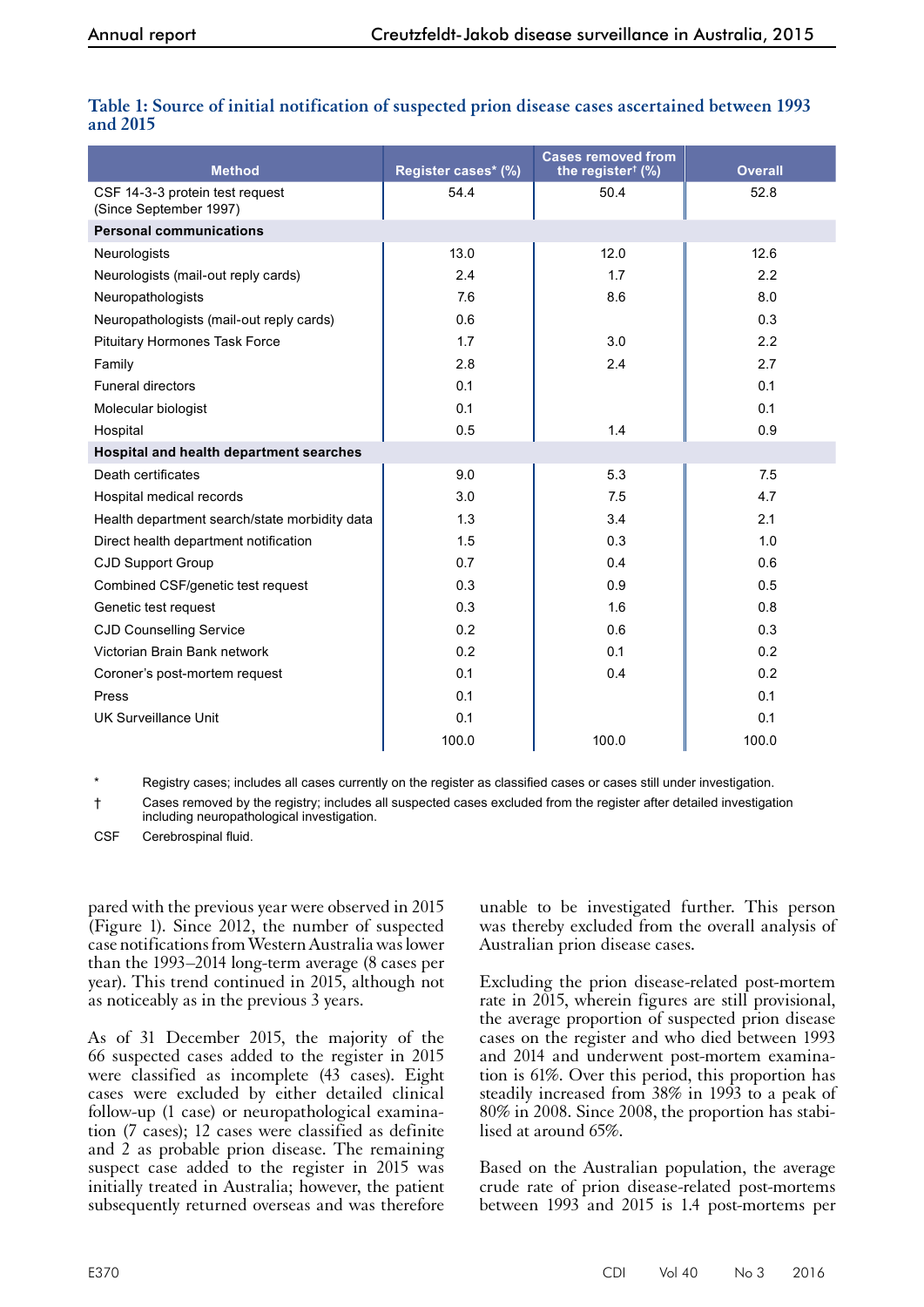**Table 1: Source of initial notification of suspected prion disease cases ascertained between 1993 and 2015**

| Method | Register cases* (%) | Cases removed from the register† (%) | Overall |
|---|---|---|---|
| CSF 14-3-3 protein test request (Since September 1997) | 54.4 | 50.4 | 52.8 |
| **Personal communications** | | | |
| Neurologists | 13.0 | 12.0 | 12.6 |
| Neurologists (mail-out reply cards) | 2.4 | 1.7 | 2.2 |
| Neuropathologists | 7.6 | 8.6 | 8.0 |
| Neuropathologists (mail-out reply cards) | 0.6 | | 0.3 |
| Pituitary Hormones Task Force | 1.7 | 3.0 | 2.2 |
| Family | 2.8 | 2.4 | 2.7 |
| Funeral directors | 0.1 | | 0.1 |
| Molecular biologist | 0.1 | | 0.1 |
| Hospital | 0.5 | 1.4 | 0.9 |
| **Hospital and health department searches** | | | |
| Death certificates | 9.0 | 5.3 | 7.5 |
| Hospital medical records | 3.0 | 7.5 | 4.7 |
| Health department search/state morbidity data | 1.3 | 3.4 | 2.1 |
| Direct health department notification | 1.5 | 0.3 | 1.0 |
| CJD Support Group | 0.7 | 0.4 | 0.6 |
| Combined CSF/genetic test request | 0.3 | 0.9 | 0.5 |
| Genetic test request | 0.3 | 1.6 | 0.8 |
| CJD Counselling Service | 0.2 | 0.6 | 0.3 |
| Victorian Brain Bank network | 0.2 | 0.1 | 0.2 |
| Coroner's post-mortem request | 0.1 | 0.4 | 0.2 |
| Press | 0.1 | | 0.1 |
| UK Surveillance Unit | 0.1 | | 0.1 |
| | 100.0 | 100.0 | 100.0 |

\* Registry cases; includes all cases currently on the register as classified cases or cases still under investigation.

† Cases removed by the registry; includes all suspected cases excluded from the register after detailed investigation including neuropathological investigation.

CSF Cerebrospinal fluid.

pared with the previous year were observed in 2015 (Figure 1). Since 2012, the number of suspected case notifications from Western Australia was lower than the 1993–2014 long-term average (8 cases per year). This trend continued in 2015, although not as noticeably as in the previous 3 years.

As of 31 December 2015, the majority of the 66 suspected cases added to the register in 2015 were classified as incomplete (43 cases). Eight cases were excluded by either detailed clinical follow-up (1 case) or neuropathological examination (7 cases); 12 cases were classified as definite and 2 as probable prion disease. The remaining suspect case added to the register in 2015 was initially treated in Australia; however, the patient subsequently returned overseas and was therefore unable to be investigated further. This person was thereby excluded from the overall analysis of Australian prion disease cases.

Excluding the prion disease-related post-mortem rate in 2015, wherein figures are still provisional, the average proportion of suspected prion disease cases on the register and who died between 1993 and 2014 and underwent post-mortem examination is 61%. Over this period, this proportion has steadily increased from 38% in 1993 to a peak of 80% in 2008. Since 2008, the proportion has stabilised at around 65%.

Based on the Australian population, the average crude rate of prion disease-related post-mortems between 1993 and 2015 is 1.4 post-mortems per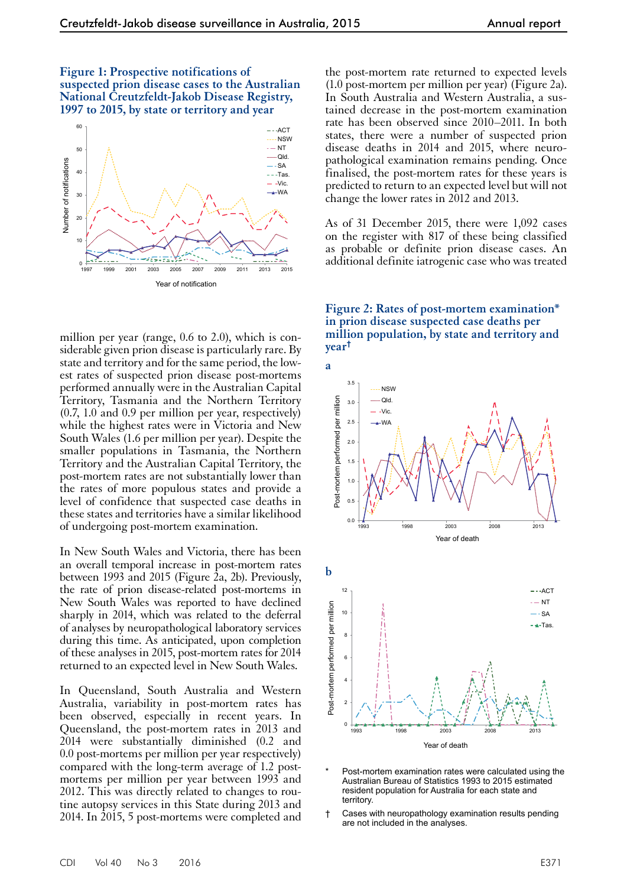**Figure 1: Prospective notifications of suspected prion disease cases to the Australian National Creutzfeldt-Jakob Disease Registry, 1997 to 2015, by state or territory and year**

million per year (range, 0.6 to 2.0), which is considerable given prion disease is particularly rare. By state and territory and for the same period, the lowest rates of suspected prion disease post-mortems performed annually were in the Australian Capital Territory, Tasmania and the Northern Territory (0.7, 1.0 and 0.9 per million per year, respectively) while the highest rates were in Victoria and New South Wales (1.6 per million per year). Despite the smaller populations in Tasmania, the Northern Territory and the Australian Capital Territory, the post-mortem rates are not substantially lower than the rates of more populous states and provide a level of confidence that suspected case deaths in these states and territories have a similar likelihood of undergoing post-mortem examination.

In New South Wales and Victoria, there has been an overall temporal increase in post-mortem rates between 1993 and 2015 (Figure 2a, 2b). Previously, the rate of prion disease-related post-mortems in New South Wales was reported to have declined sharply in 2014, which was related to the deferral of analyses by neuropathological laboratory services during this time. As anticipated, upon completion of these analyses in 2015, post-mortem rates for 2014 returned to an expected level in New South Wales.

In Queensland, South Australia and Western Australia, variability in post-mortem rates has been observed, especially in recent years. In Queensland, the post-mortem rates in 2013 and 2014 were substantially diminished (0.2 and 0.0 post-mortems per million per year respectively) compared with the long-term average of 1.2 post-mortems per million per year between 1993 and 2012. This was directly related to changes to routine autopsy services in this State during 2013 and 2014. In 2015, 5 post-mortems were completed and the post-mortem rate returned to expected levels (1.0 post-mortem per million per year) (Figure 2a). In South Australia and Western Australia, a sustained decrease in the post-mortem examination rate has been observed since 2010–2011. In both states, there were a number of suspected prion disease deaths in 2014 and 2015, where neuropathological examination remains pending. Once finalised, the post-mortem rates for these years is predicted to return to an expected level but will not change the lower rates in 2012 and 2013.

As of 31 December 2015, there were 1,092 cases on the register with 817 of these being classified as probable or definite prion disease cases. An additional definite iatrogenic case who was treated

**Figure 2: Rates of post-mortem examination* in prion disease suspected case deaths per million population, by state and territory and year†**

\* Post-mortem examination rates were calculated using the Australian Bureau of Statistics 1993 to 2015 estimated resident population for Australia for each state and territory.

† Cases with neuropathology examination results pending are not included in the analyses.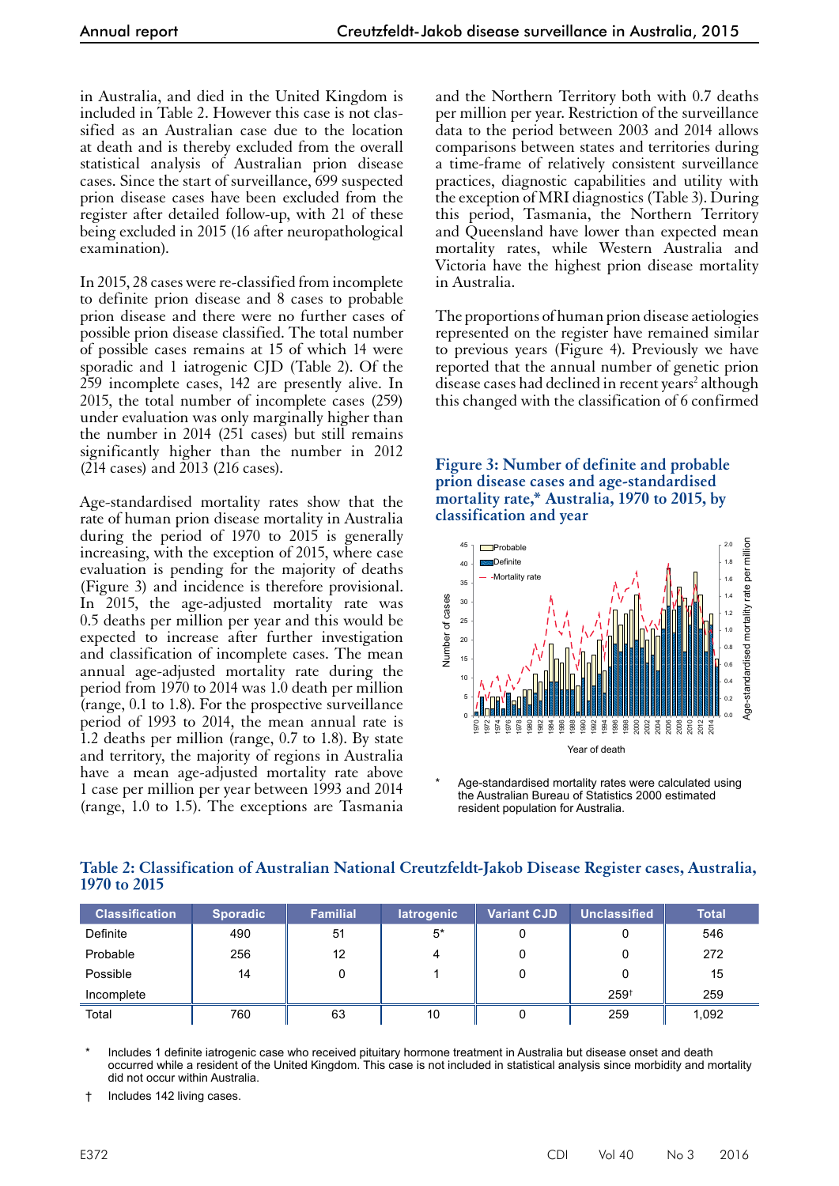in Australia, and died in the United Kingdom is included in Table 2. However this case is not classified as an Australian case due to the location at death and is thereby excluded from the overall statistical analysis of Australian prion disease cases. Since the start of surveillance, 699 suspected prion disease cases have been excluded from the register after detailed follow-up, with 21 of these being excluded in 2015 (16 after neuropathological examination).

In 2015, 28 cases were re-classified from incomplete to definite prion disease and 8 cases to probable prion disease and there were no further cases of possible prion disease classified. The total number of possible cases remains at 15 of which 14 were sporadic and 1 iatrogenic CJD (Table 2). Of the 259 incomplete cases, 142 are presently alive. In 2015, the total number of incomplete cases (259) under evaluation was only marginally higher than the number in 2014 (251 cases) but still remains significantly higher than the number in 2012 (214 cases) and 2013 (216 cases).

Age-standardised mortality rates show that the rate of human prion disease mortality in Australia during the period of 1970 to 2015 is generally increasing, with the exception of 2015, where case evaluation is pending for the majority of deaths (Figure 3) and incidence is therefore provisional. In 2015, the age-adjusted mortality rate was 0.5 deaths per million per year and this would be expected to increase after further investigation and classification of incomplete cases. The mean annual age-adjusted mortality rate during the period from 1970 to 2014 was 1.0 death per million (range, 0.1 to 1.8). For the prospective surveillance period of 1993 to 2014, the mean annual rate is 1.2 deaths per million (range, 0.7 to 1.8). By state and territory, the majority of regions in Australia have a mean age-adjusted mortality rate above 1 case per million per year between 1993 and 2014 (range, 1.0 to 1.5). The exceptions are Tasmania and the Northern Territory both with 0.7 deaths per million per year. Restriction of the surveillance data to the period between 2003 and 2014 allows comparisons between states and territories during a time-frame of relatively consistent surveillance practices, diagnostic capabilities and utility with the exception of MRI diagnostics (Table 3). During this period, Tasmania, the Northern Territory and Queensland have lower than expected mean mortality rates, while Western Australia and Victoria have the highest prion disease mortality in Australia.

The proportions of human prion disease aetiologies represented on the register have remained similar to previous years (Figure 4). Previously we have reported that the annual number of genetic prion disease cases had declined in recent years[2] although this changed with the classification of 6 confirmed

**Figure 3: Number of definite and probable prion disease cases and age-standardised mortality rate,* Australia, 1970 to 2015, by classification and year**

\* Age-standardised mortality rates were calculated using the Australian Bureau of Statistics 2000 estimated resident population for Australia.

**Table 2: Classification of Australian National Creutzfeldt-Jakob Disease Register cases, Australia, 1970 to 2015**

| Classification | Sporadic | Familial | Iatrogenic | Variant CJD | Unclassified | Total |
|---|---|---|---|---|---|---|
| Definite | 490 | 51 | 5* | 0 | 0 | 546 |
| Probable | 256 | 12 | 4 | 0 | 0 | 272 |
| Possible | 14 | 0 | 1 | 0 | 0 | 15 |
| Incomplete | | | | | 259† | 259 |
| Total | 760 | 63 | 10 | 0 | 259 | 1,092 |

\* Includes 1 definite iatrogenic case who received pituitary hormone treatment in Australia but disease onset and death occurred while a resident of the United Kingdom. This case is not included in statistical analysis since morbidity and mortality did not occur within Australia.

† Includes 142 living cases.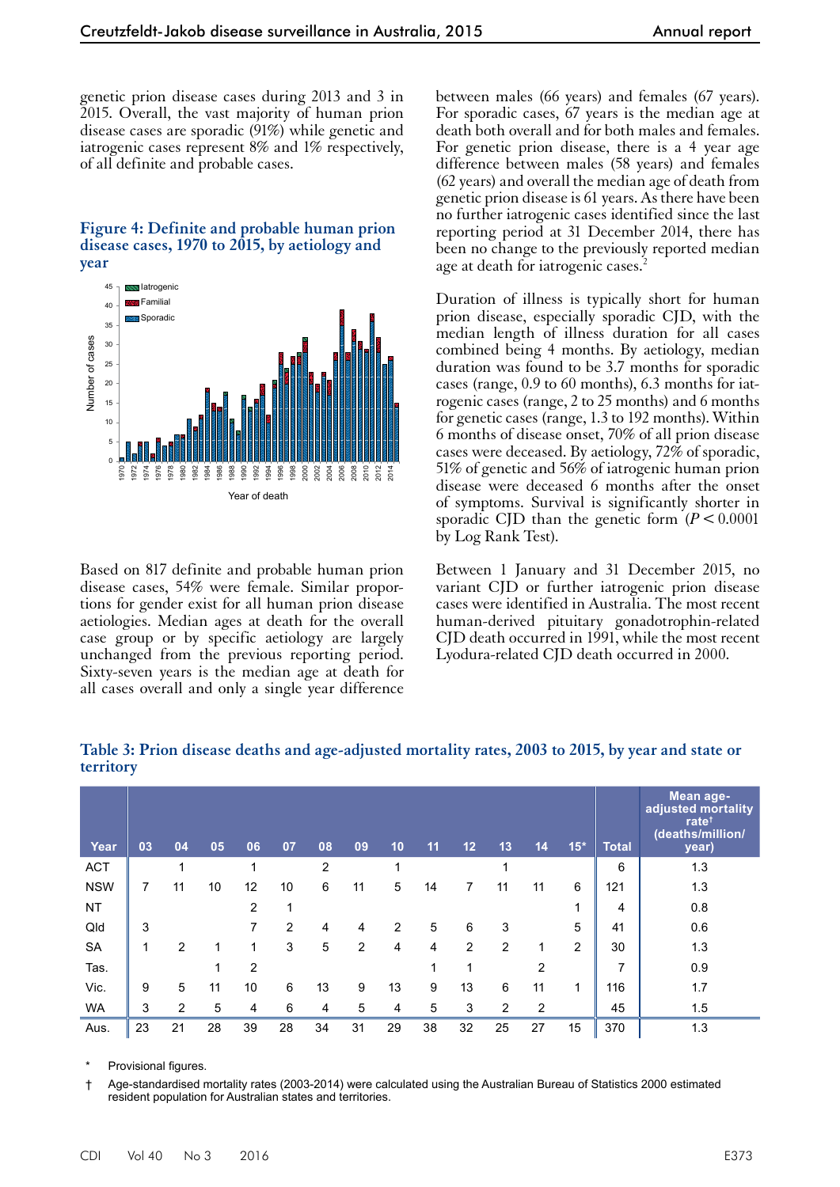genetic prion disease cases during 2013 and 3 in 2015. Overall, the vast majority of human prion disease cases are sporadic (91%) while genetic and iatrogenic cases represent 8% and 1% respectively, of all definite and probable cases.

**Figure 4: Definite and probable human prion disease cases, 1970 to 2015, by aetiology and year**

Based on 817 definite and probable human prion disease cases, 54% were female. Similar proportions for gender exist for all human prion disease aetiologies. Median ages at death for the overall case group or by specific aetiology are largely unchanged from the previous reporting period. Sixty-seven years is the median age at death for all cases overall and only a single year difference between males (66 years) and females (67 years). For sporadic cases, 67 years is the median age at death both overall and for both males and females. For genetic prion disease, there is a 4 year age difference between males (58 years) and females (62 years) and overall the median age of death from genetic prion disease is 61 years. As there have been no further iatrogenic cases identified since the last reporting period at 31 December 2014, there has been no change to the previously reported median age at death for iatrogenic cases.[2]

Duration of illness is typically short for human prion disease, especially sporadic CJD, with the median length of illness duration for all cases combined being 4 months. By aetiology, median duration was found to be 3.7 months for sporadic cases (range, 0.9 to 60 months), 6.3 months for iatrogenic cases (range, 2 to 25 months) and 6 months for genetic cases (range, 1.3 to 192 months). Within 6 months of disease onset, 70% of all prion disease cases were deceased. By aetiology, 72% of sporadic, 51% of genetic and 56% of iatrogenic human prion disease were deceased 6 months after the onset of symptoms. Survival is significantly shorter in sporadic CJD than the genetic form ($P < 0.0001$ by Log Rank Test).

Between 1 January and 31 December 2015, no variant CJD or further iatrogenic prion disease cases were identified in Australia. The most recent human-derived pituitary gonadotrophin-related CJD death occurred in 1991, while the most recent Lyodura-related CJD death occurred in 2000.

**Table 3: Prion disease deaths and age-adjusted mortality rates, 2003 to 2015, by year and state or territory**

| Year | 03 | 04 | 05 | 06 | 07 | 08 | 09 | 10 | 11 | 12 | 13 | 14 | 15* | Total | Mean age-adjusted mortality rate† (deaths/million/year) |
|---|---|---|---|---|---|---|---|---|---|---|---|---|---|---|---|
| ACT | | 1 | | 1 | | 2 | | 1 | | | 1 | | | 6 | 1.3 |
| NSW | 7 | 11 | 10 | 12 | 10 | 6 | 11 | 5 | 14 | 7 | 11 | 11 | 6 | 121 | 1.3 |
| NT | | | | 2 | 1 | | | | | | | | 1 | 4 | 0.8 |
| Qld | 3 | | | 7 | 2 | 4 | 4 | 2 | 5 | 6 | 3 | | 5 | 41 | 0.6 |
| SA | 1 | 2 | 1 | 1 | 3 | 5 | 2 | 4 | 4 | 2 | 2 | 1 | 2 | 30 | 1.3 |
| Tas. | | | 1 | 2 | | | | | 1 | 1 | | 2 | | 7 | 0.9 |
| Vic. | 9 | 5 | 11 | 10 | 6 | 13 | 9 | 13 | 9 | 13 | 6 | 11 | 1 | 116 | 1.7 |
| WA | 3 | 2 | 5 | 4 | 6 | 4 | 5 | 4 | 5 | 3 | 2 | 2 | | 45 | 1.5 |
| Aus. | 23 | 21 | 28 | 39 | 28 | 34 | 31 | 29 | 38 | 32 | 25 | 27 | 15 | 370 | 1.3 |

\* Provisional figures.

† Age-standardised mortality rates (2003-2014) were calculated using the Australian Bureau of Statistics 2000 estimated resident population for Australian states and territories.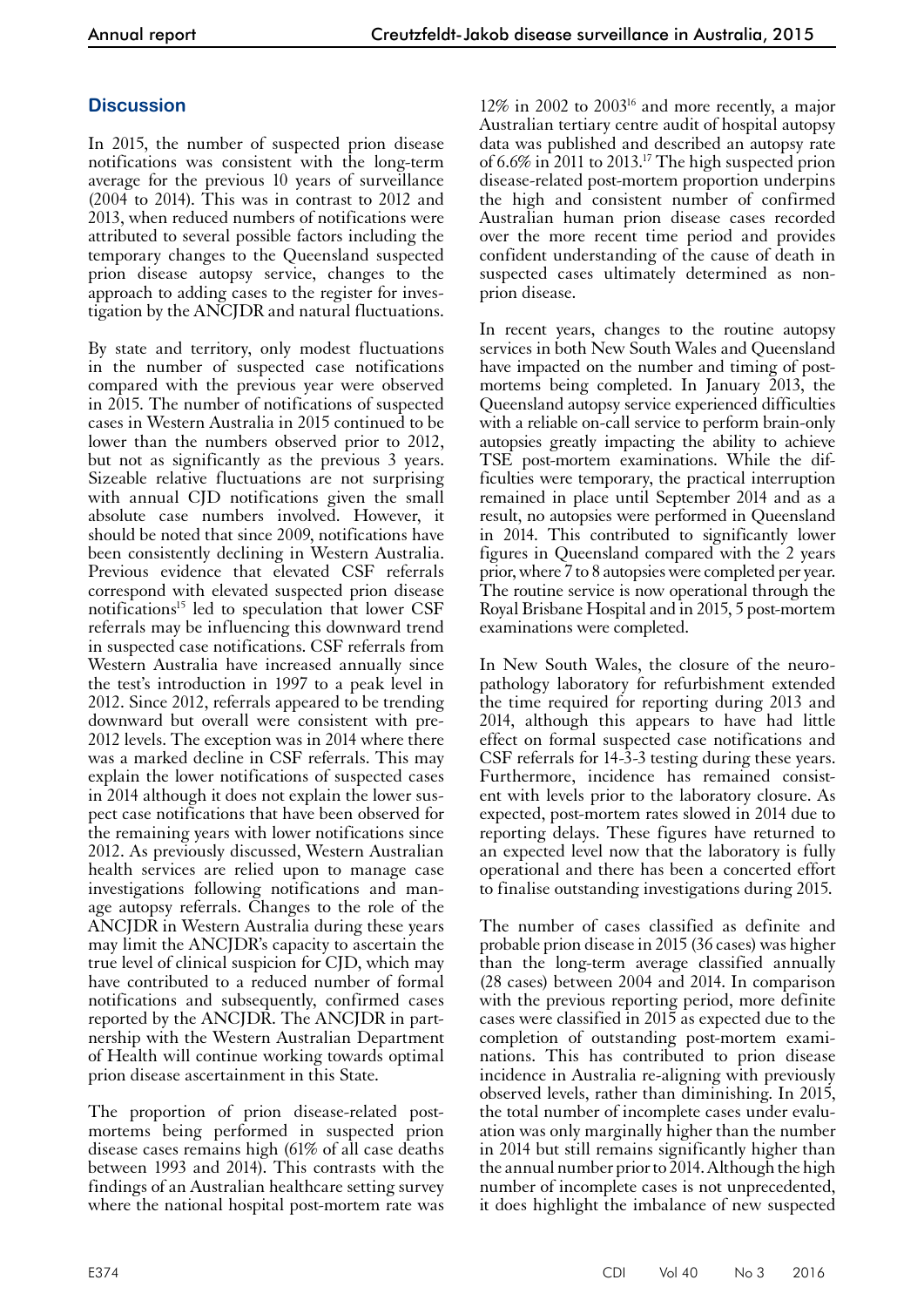## Discussion

In 2015, the number of suspected prion disease notifications was consistent with the long-term average for the previous 10 years of surveillance (2004 to 2014). This was in contrast to 2012 and 2013, when reduced numbers of notifications were attributed to several possible factors including the temporary changes to the Queensland suspected prion disease autopsy service, changes to the approach to adding cases to the register for investigation by the ANCJDR and natural fluctuations.

By state and territory, only modest fluctuations in the number of suspected case notifications compared with the previous year were observed in 2015. The number of notifications of suspected cases in Western Australia in 2015 continued to be lower than the numbers observed prior to 2012, but not as significantly as the previous 3 years. Sizeable relative fluctuations are not surprising with annual CJD notifications given the small absolute case numbers involved. However, it should be noted that since 2009, notifications have been consistently declining in Western Australia. Previous evidence that elevated CSF referrals correspond with elevated suspected prion disease notifications[15] led to speculation that lower CSF referrals may be influencing this downward trend in suspected case notifications. CSF referrals from Western Australia have increased annually since the test's introduction in 1997 to a peak level in 2012. Since 2012, referrals appeared to be trending downward but overall were consistent with pre-2012 levels. The exception was in 2014 where there was a marked decline in CSF referrals. This may explain the lower notifications of suspected cases in 2014 although it does not explain the lower suspect case notifications that have been observed for the remaining years with lower notifications since 2012. As previously discussed, Western Australian health services are relied upon to manage case investigations following notifications and manage autopsy referrals. Changes to the role of the ANCJDR in Western Australia during these years may limit the ANCJDR's capacity to ascertain the true level of clinical suspicion for CJD, which may have contributed to a reduced number of formal notifications and subsequently, confirmed cases reported by the ANCJDR. The ANCJDR in partnership with the Western Australian Department of Health will continue working towards optimal prion disease ascertainment in this State.

The proportion of prion disease-related post-mortems being performed in suspected prion disease cases remains high (61% of all case deaths between 1993 and 2014). This contrasts with the findings of an Australian healthcare setting survey where the national hospital post-mortem rate was 12% in 2002 to 2003[16] and more recently, a major Australian tertiary centre audit of hospital autopsy data was published and described an autopsy rate of 6.6% in 2011 to 2013.[17] The high suspected prion disease-related post-mortem proportion underpins the high and consistent number of confirmed Australian human prion disease cases recorded over the more recent time period and provides confident understanding of the cause of death in suspected cases ultimately determined as non-prion disease.

In recent years, changes to the routine autopsy services in both New South Wales and Queensland have impacted on the number and timing of post-mortems being completed. In January 2013, the Queensland autopsy service experienced difficulties with a reliable on-call service to perform brain-only autopsies greatly impacting the ability to achieve TSE post-mortem examinations. While the difficulties were temporary, the practical interruption remained in place until September 2014 and as a result, no autopsies were performed in Queensland in 2014. This contributed to significantly lower figures in Queensland compared with the 2 years prior, where 7 to 8 autopsies were completed per year. The routine service is now operational through the Royal Brisbane Hospital and in 2015, 5 post-mortem examinations were completed.

In New South Wales, the closure of the neuropathology laboratory for refurbishment extended the time required for reporting during 2013 and 2014, although this appears to have had little effect on formal suspected case notifications and CSF referrals for 14-3-3 testing during these years. Furthermore, incidence has remained consistent with levels prior to the laboratory closure. As expected, post-mortem rates slowed in 2014 due to reporting delays. These figures have returned to an expected level now that the laboratory is fully operational and there has been a concerted effort to finalise outstanding investigations during 2015.

The number of cases classified as definite and probable prion disease in 2015 (36 cases) was higher than the long-term average classified annually (28 cases) between 2004 and 2014. In comparison with the previous reporting period, more definite cases were classified in 2015 as expected due to the completion of outstanding post-mortem examinations. This has contributed to prion disease incidence in Australia re-aligning with previously observed levels, rather than diminishing. In 2015, the total number of incomplete cases under evaluation was only marginally higher than the number in 2014 but still remains significantly higher than the annual number prior to 2014. Although the high number of incomplete cases is not unprecedented, it does highlight the imbalance of new suspected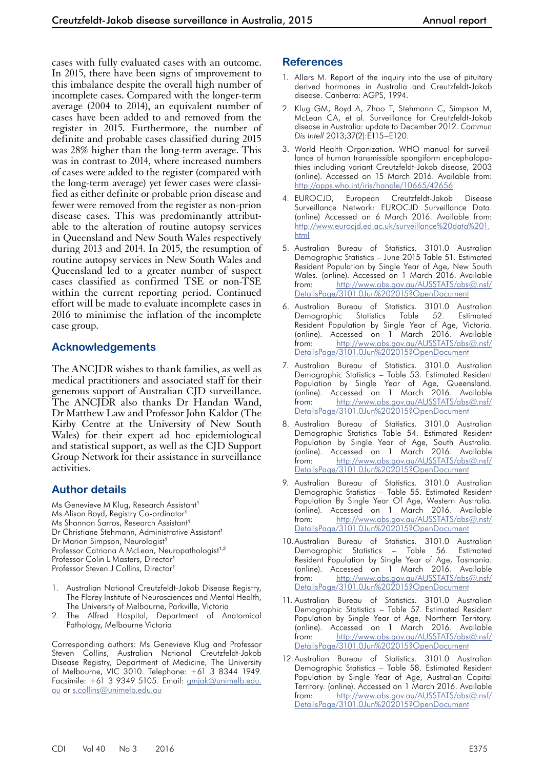cases with fully evaluated cases with an outcome. In 2015, there have been signs of improvement to this imbalance despite the overall high number of incomplete cases. Compared with the longer-term average (2004 to 2014), an equivalent number of cases have been added to and removed from the register in 2015. Furthermore, the number of definite and probable cases classified during 2015 was 28% higher than the long-term average. This was in contrast to 2014, where increased numbers of cases were added to the register (compared with the long-term average) yet fewer cases were classified as either definite or probable prion disease and fewer were removed from the register as non-prion disease cases. This was predominantly attributable to the alteration of routine autopsy services in Queensland and New South Wales respectively during 2013 and 2014. In 2015, the resumption of routine autopsy services in New South Wales and Queensland led to a greater number of suspect cases classified as confirmed TSE or non-TSE within the current reporting period. Continued effort will be made to evaluate incomplete cases in 2016 to minimise the inflation of the incomplete case group.

## Acknowledgements

The ANCJDR wishes to thank families, as well as medical practitioners and associated staff for their generous support of Australian CJD surveillance. The ANCJDR also thanks Dr Handan Wand, Dr Matthew Law and Professor John Kaldor (The Kirby Centre at the University of New South Wales) for their expert ad hoc epidemiological and statistical support, as well as the CJD Support Group Network for their assistance in surveillance activities.

## Author details

Ms Genevieve M Klug, Research Assistant[1]
Ms Alison Boyd, Registry Co-ordinator[1]
Ms Shannon Sarros, Research Assistant[1]
Dr Christiane Stehmann, Administrative Assistant[1]
Dr Marion Simpson, Neurologist[1]
Professor Catriona A McLean, Neuropathologist[1,2]
Professor Colin L Masters, Director[1]
Professor Steven J Collins, Director[1]

1. Australian National Creutzfeldt-Jakob Disease Registry, The Florey Institute of Neurosciences and Mental Health, The University of Melbourne, Parkville, Victoria
2. The Alfred Hospital, Department of Anatomical Pathology, Melbourne Victoria

Corresponding authors: Ms Genevieve Klug and Professor Steven Collins, Australian National Creutzfeldt-Jakob Disease Registry, Department of Medicine, The University of Melbourne, VIC 3010. Telephone: +61 3 8344 1949. Facsimile: +61 3 9349 5105. Email: gmjak@unimelb.edu.au or s.collins@unimelb.edu.au

## References

1. Allars M. Report of the inquiry into the use of pituitary derived hormones in Australia and Creutzfeldt-Jakob disease. Canberra: AGPS, 1994.
2. Klug GM, Boyd A, Zhao T, Stehmann C, Simpson M, McLean CA, et al. Surveillance for Creutzfeldt-Jakob disease in Australia: update to December 2012. *Commun Dis Intell* 2013;37(2):E115–E120.
3. World Health Organization. WHO manual for surveillance of human transmissible spongiform encephalopathies including variant Creutzfeldt-Jakob disease, 2003 (online). Accessed on 15 March 2016. Available from: http://apps.who.int/iris/handle/10665/42656
4. EUROCJD, European Creutzfeldt-Jakob Disease Surveillance Network: EUROCJD Surveillance Data. (online) Accessed on 6 March 2016. Available from: http://www.eurocjd.ed.ac.uk/surveillance%20data%201.html
5. Australian Bureau of Statistics. 3101.0 Australian Demographic Statistics – June 2015 Table 51. Estimated Resident Population by Single Year of Age, New South Wales. (online). Accessed on 1 March 2016. Available from: http://www.abs.gov.au/AUSSTATS/abs@.nsf/DetailsPage/3101.0Jun%202015?OpenDocument
6. Australian Bureau of Statistics. 3101.0 Australian Demographic Statistics Table 52. Estimated Resident Population by Single Year of Age, Victoria. (online). Accessed on 1 March 2016. Available from: http://www.abs.gov.au/AUSSTATS/abs@.nsf/DetailsPage/3101.0Jun%202015?OpenDocument
7. Australian Bureau of Statistics. 3101.0 Australian Demographic Statistics – Table 53. Estimated Resident Population by Single Year of Age, Queensland. (online). Accessed on 1 March 2016. Available from: http://www.abs.gov.au/AUSSTATS/abs@.nsf/DetailsPage/3101.0Jun%202015?OpenDocument
8. Australian Bureau of Statistics. 3101.0 Australian Demographic Statistics Table 54. Estimated Resident Population by Single Year of Age, South Australia. (online). Accessed on 1 March 2016. Available from: http://www.abs.gov.au/AUSSTATS/abs@.nsf/DetailsPage/3101.0Jun%202015?OpenDocument
9. Australian Bureau of Statistics. 3101.0 Australian Demographic Statistics – Table 55. Estimated Resident Population By Single Year Of Age, Western Australia. (online). Accessed on 1 March 2016. Available from: http://www.abs.gov.au/AUSSTATS/abs@.nsf/DetailsPage/3101.0Jun%202015?OpenDocument
10. Australian Bureau of Statistics. 3101.0 Australian Demographic Statistics – Table 56. Estimated Resident Population by Single Year of Age, Tasmania. (online). Accessed on 1 March 2016. Available from: http://www.abs.gov.au/AUSSTATS/abs@.nsf/DetailsPage/3101.0Jun%202015?OpenDocument
11. Australian Bureau of Statistics. 3101.0 Australian Demographic Statistics – Table 57. Estimated Resident Population by Single Year of Age, Northern Territory. (online). Accessed on 1 March 2016. Available from: http://www.abs.gov.au/AUSSTATS/abs@.nsf/DetailsPage/3101.0Jun%202015?OpenDocument
12. Australian Bureau of Statistics. 3101.0 Australian Demographic Statistics – Table 58. Estimated Resident Population by Single Year of Age, Australian Capital Territory. (online). Accessed on 1 March 2016. Available from: http://www.abs.gov.au/AUSSTATS/abs@.nsf/DetailsPage/3101.0Jun%202015?OpenDocument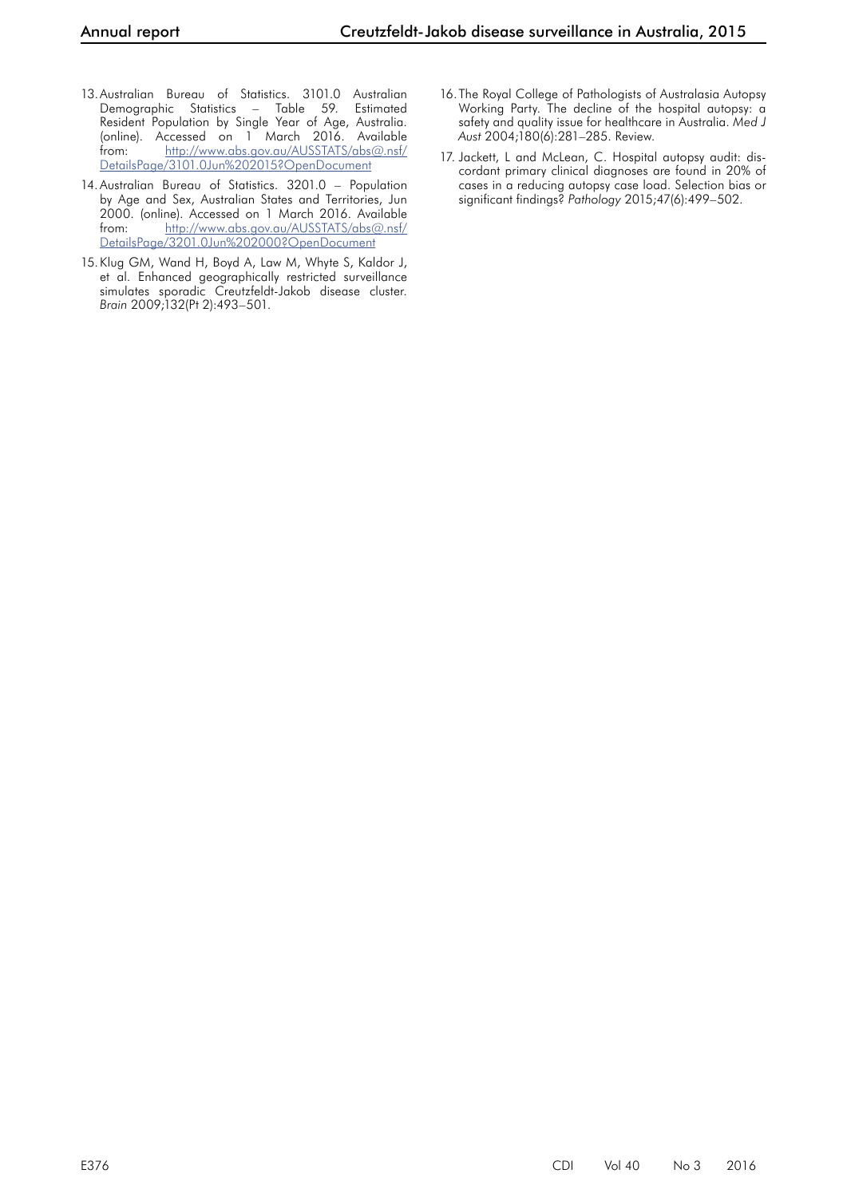13. Australian Bureau of Statistics. 3101.0 Australian Demographic Statistics – Table 59. Estimated Resident Population by Single Year of Age, Australia. (online). Accessed on 1 March 2016. Available from: [http://www.abs.gov.au/AUSSTATS/abs@.nsf/DetailsPage/3101.0Jun%202015?OpenDocument](http://www.abs.gov.au/AUSSTATS/abs@.nsf/DetailsPage/3101.0Jun%202015?OpenDocument)

14. Australian Bureau of Statistics. 3201.0 – Population by Age and Sex, Australian States and Territories, Jun 2000. (online). Accessed on 1 March 2016. Available from: [http://www.abs.gov.au/AUSSTATS/abs@.nsf/DetailsPage/3201.0Jun%202000?OpenDocument](http://www.abs.gov.au/AUSSTATS/abs@.nsf/DetailsPage/3201.0Jun%202000?OpenDocument)

15. Klug GM, Wand H, Boyd A, Law M, Whyte S, Kaldor J, et al. Enhanced geographically restricted surveillance simulates sporadic Creutzfeldt-Jakob disease cluster. *Brain* 2009;132(Pt 2):493–501.

16. The Royal College of Pathologists of Australasia Autopsy Working Party. The decline of the hospital autopsy: a safety and quality issue for healthcare in Australia. *Med J Aust* 2004;180(6):281–285. Review.

17. Jackett, L and McLean, C. Hospital autopsy audit: discordant primary clinical diagnoses are found in 20% of cases in a reducing autopsy case load. Selection bias or significant findings? *Pathology* 2015;47(6):499–502.